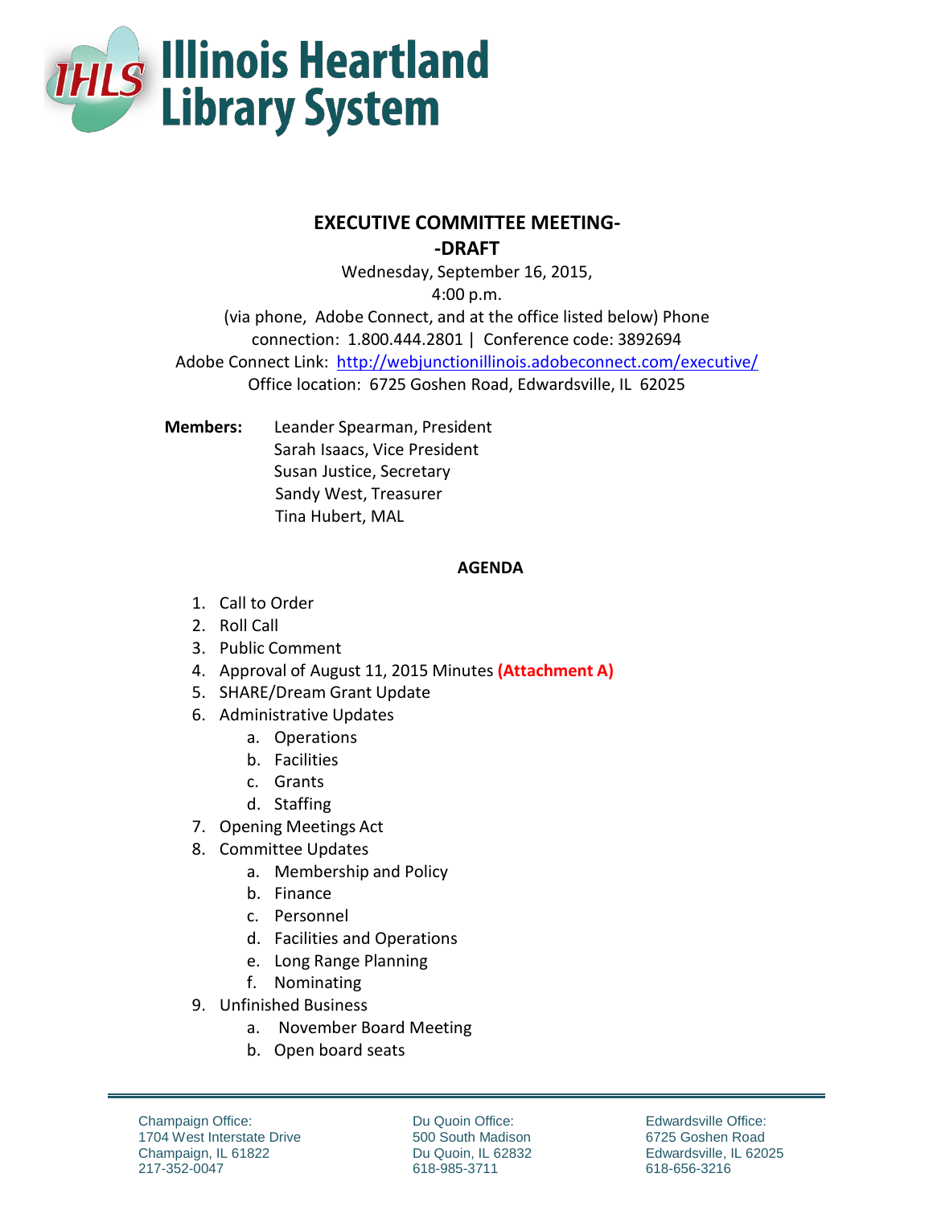# Illinois Heartland Library System

## EXECUTIVE COMMITTEE MEETING--DRAFT

Wednesday, September 16, 2015,
4:00 p.m.
(via phone, Adobe Connect, and at the office listed below) Phone connection: 1.800.444.2801 | Conference code: 3892694
Adobe Connect Link: http://webjunctionillinois.adobeconnect.com/executive/
Office location: 6725 Goshen Road, Edwardsville, IL 62025

**Members:** Leander Spearman, President
Sarah Isaacs, Vice President
Susan Justice, Secretary
Sandy West, Treasurer
Tina Hubert, MAL

### AGENDA

1. Call to Order
2. Roll Call
3. Public Comment
4. Approval of August 11, 2015 Minutes **(Attachment A)**
5. SHARE/Dream Grant Update
6. Administrative Updates
   a. Operations
   b. Facilities
   c. Grants
   d. Staffing
7. Opening Meetings Act
8. Committee Updates
   a. Membership and Policy
   b. Finance
   c. Personnel
   d. Facilities and Operations
   e. Long Range Planning
   f. Nominating
9. Unfinished Business
   a. November Board Meeting
   b. Open board seats

Champaign Office:
1704 West Interstate Drive
Champaign, IL 61822
217-352-0047

Du Quoin Office:
500 South Madison
Du Quoin, IL 62832
618-985-3711

Edwardsville Office:
6725 Goshen Road
Edwardsville, IL 62025
618-656-3216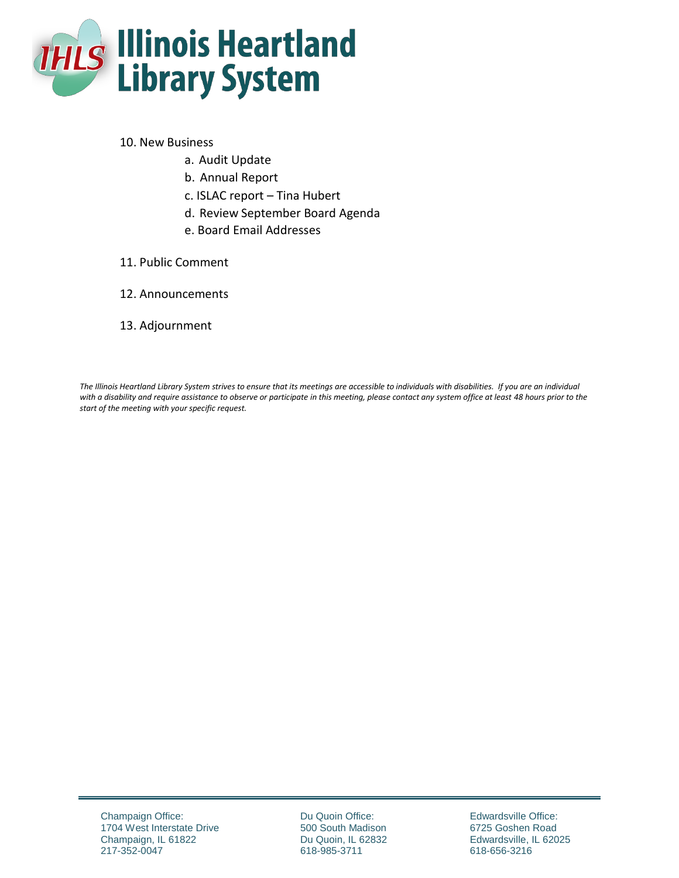# Illinois Heartland Library System

10. New Business
    - a. Audit Update
    - b. Annual Report
    - c. ISLAC report – Tina Hubert
    - d. Review September Board Agenda
    - e. Board Email Addresses

11. Public Comment

12. Announcements

13. Adjournment

*The Illinois Heartland Library System strives to ensure that its meetings are accessible to individuals with disabilities. If you are an individual with a disability and require assistance to observe or participate in this meeting, please contact any system office at least 48 hours prior to the start of the meeting with your specific request.*

Champaign Office:
1704 West Interstate Drive
Champaign, IL 61822
217-352-0047

Du Quoin Office:
500 South Madison
Du Quoin, IL 62832
618-985-3711

Edwardsville Office:
6725 Goshen Road
Edwardsville, IL 62025
618-656-3216